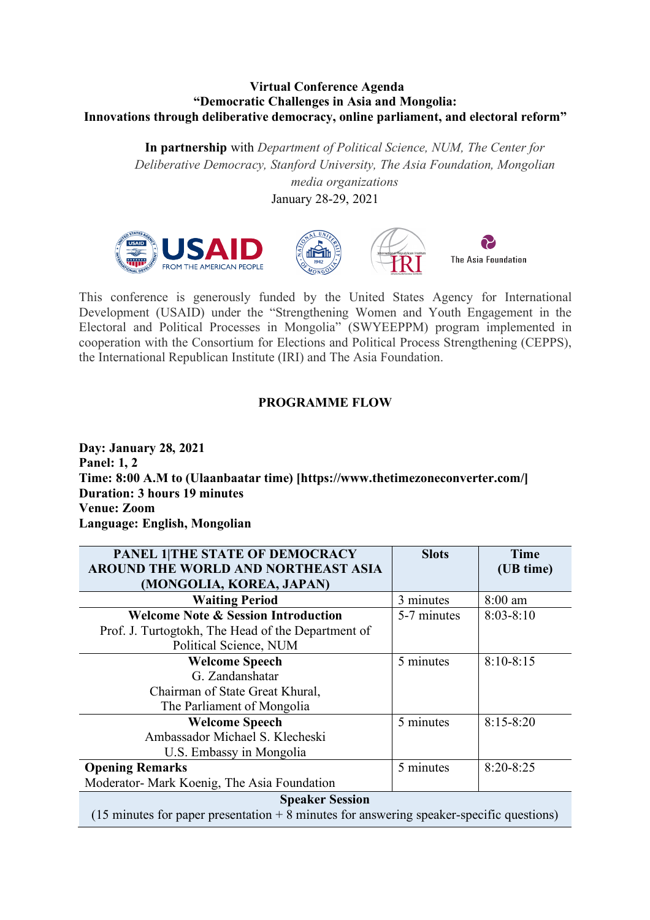**Virtual Conference Agenda**
**"Democratic Challenges in Asia and Mongolia:**
**Innovations through deliberative democracy, online parliament, and electoral reform"**

**In partnership** with *Department of Political Science, NUM, The Center for Deliberative Democracy, Stanford University, The Asia Foundation, Mongolian media organizations*

January 28-29, 2021

This conference is generously funded by the United States Agency for International Development (USAID) under the "Strengthening Women and Youth Engagement in the Electoral and Political Processes in Mongolia" (SWYEEPPM) program implemented in cooperation with the Consortium for Elections and Political Process Strengthening (CEPPS), the International Republican Institute (IRI) and The Asia Foundation.

**PROGRAMME FLOW**

**Day: January 28, 2021**
**Panel: 1, 2**
**Time: 8:00 A.M to (Ulaanbaatar time) [https://www.thetimezoneconverter.com/]**
**Duration: 3 hours 19 minutes**
**Venue: Zoom**
**Language: English, Mongolian**

| PANEL 1\|THE STATE OF DEMOCRACY AROUND THE WORLD AND NORTHEAST ASIA (MONGOLIA, KOREA, JAPAN) | Slots | Time (UB time) |
|---|---|---|
| **Waiting Period** | 3 minutes | 8:00 am |
| **Welcome Note & Session Introduction** Prof. J. Turtogtokh, The Head of the Department of Political Science, NUM | 5-7 minutes | 8:03-8:10 |
| **Welcome Speech** G. Zandanshatar Chairman of State Great Khural, The Parliament of Mongolia | 5 minutes | 8:10-8:15 |
| **Welcome Speech** Ambassador Michael S. Klecheski U.S. Embassy in Mongolia | 5 minutes | 8:15-8:20 |
| **Opening Remarks** Moderator- Mark Koenig, The Asia Foundation | 5 minutes | 8:20-8:25 |
| **Speaker Session** (15 minutes for paper presentation + 8 minutes for answering speaker-specific questions) | | |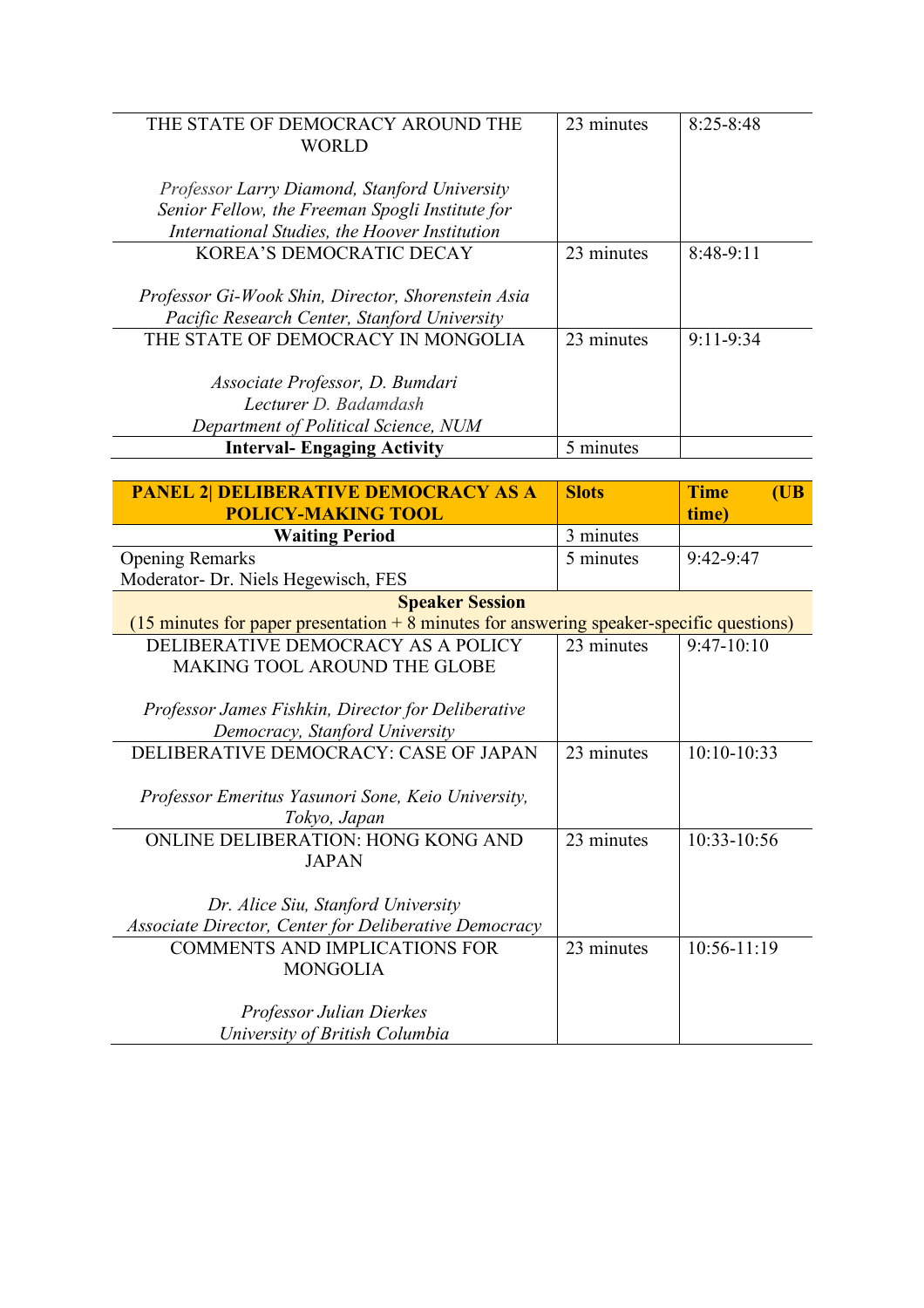| | | |
|---|---|---|
| THE STATE OF DEMOCRACY AROUND THE WORLD<br><br>*Professor Larry Diamond, Stanford University Senior Fellow, the Freeman Spogli Institute for International Studies, the Hoover Institution* | 23 minutes | 8:25-8:48 |
| KOREA'S DEMOCRATIC DECAY<br><br>*Professor Gi-Wook Shin, Director, Shorenstein Asia Pacific Research Center, Stanford University* | 23 minutes | 8:48-9:11 |
| THE STATE OF DEMOCRACY IN MONGOLIA<br><br>*Associate Professor, D. Bumdari*<br>*Lecturer D. Badamdash*<br>*Department of Political Science, NUM* | 23 minutes | 9:11-9:34 |
| **Interval- Engaging Activity** | 5 minutes | |

| **PANEL 2\| DELIBERATIVE DEMOCRACY AS A POLICY-MAKING TOOL** | **Slots** | **Time (UB time)** |
|---|---|---|
| **Waiting Period** | 3 minutes | |
| Opening Remarks<br>Moderator- Dr. Niels Hegewisch, FES | 5 minutes | 9:42-9:47 |
| **Speaker Session**<br>(15 minutes for paper presentation + 8 minutes for answering speaker-specific questions) | | |
| DELIBERATIVE DEMOCRACY AS A POLICY MAKING TOOL AROUND THE GLOBE<br><br>*Professor James Fishkin, Director for Deliberative Democracy, Stanford University* | 23 minutes | 9:47-10:10 |
| DELIBERATIVE DEMOCRACY: CASE OF JAPAN<br><br>*Professor Emeritus Yasunori Sone, Keio University, Tokyo, Japan* | 23 minutes | 10:10-10:33 |
| ONLINE DELIBERATION: HONG KONG AND JAPAN<br><br>*Dr. Alice Siu, Stanford University*<br>*Associate Director, Center for Deliberative Democracy* | 23 minutes | 10:33-10:56 |
| COMMENTS AND IMPLICATIONS FOR MONGOLIA<br><br>*Professor Julian Dierkes*<br>*University of British Columbia* | 23 minutes | 10:56-11:19 |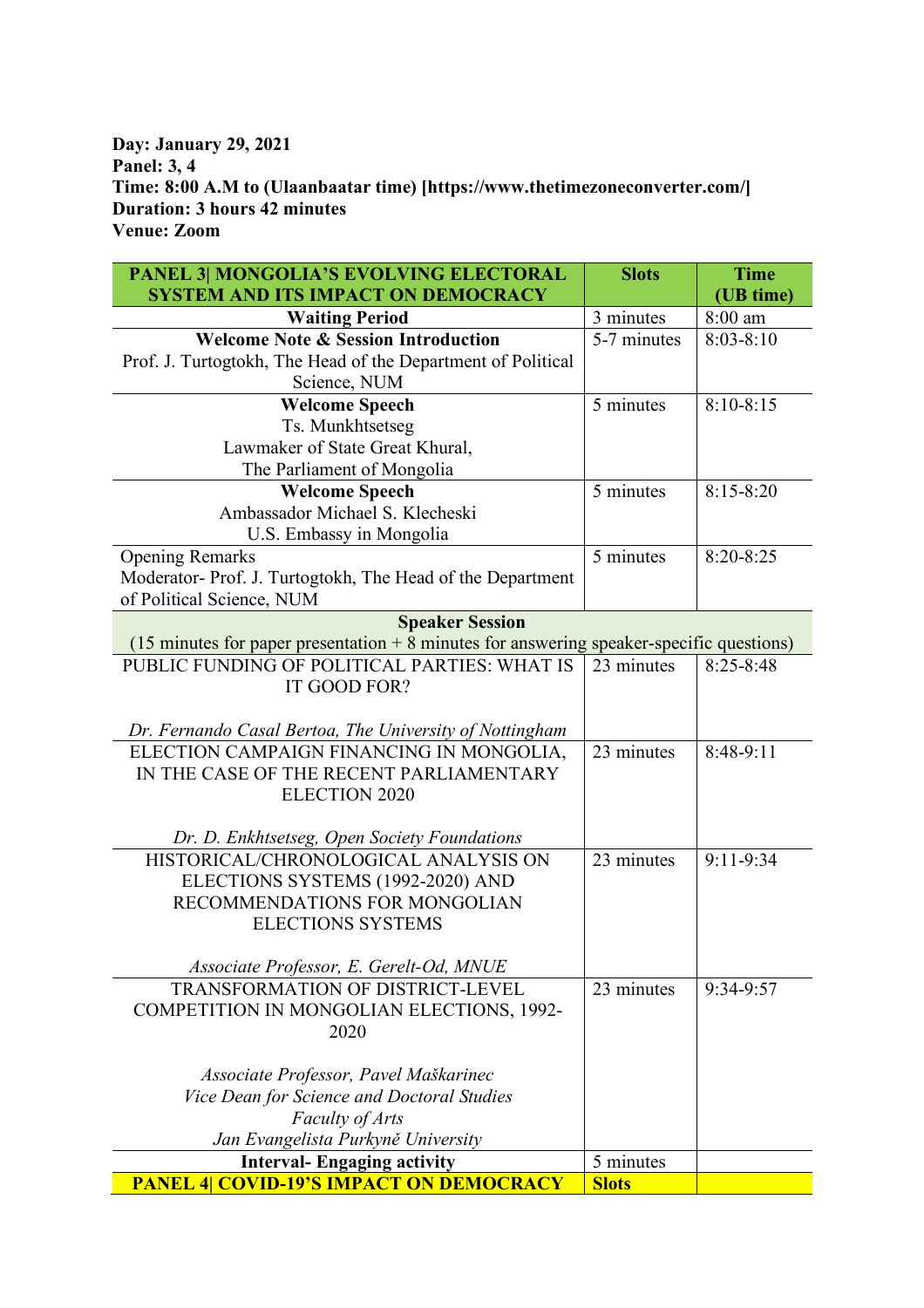**Day: January 29, 2021**
**Panel: 3, 4**
**Time: 8:00 A.M to (Ulaanbaatar time) [https://www.thetimezoneconverter.com/]**
**Duration: 3 hours 42 minutes**
**Venue: Zoom**

| PANEL 3\| MONGOLIA'S EVOLVING ELECTORAL SYSTEM AND ITS IMPACT ON DEMOCRACY | Slots | Time (UB time) |
|---|---|---|
| **Waiting Period** | 3 minutes | 8:00 am |
| **Welcome Note & Session Introduction** Prof. J. Turtogtokh, The Head of the Department of Political Science, NUM | 5-7 minutes | 8:03-8:10 |
| **Welcome Speech** Ts. Munkhtsetseg Lawmaker of State Great Khural, The Parliament of Mongolia | 5 minutes | 8:10-8:15 |
| **Welcome Speech** Ambassador Michael S. Klecheski U.S. Embassy in Mongolia | 5 minutes | 8:15-8:20 |
| Opening Remarks Moderator- Prof. J. Turtogtokh, The Head of the Department of Political Science, NUM | 5 minutes | 8:20-8:25 |
| **Speaker Session** (15 minutes for paper presentation + 8 minutes for answering speaker-specific questions) | | |
| PUBLIC FUNDING OF POLITICAL PARTIES: WHAT IS IT GOOD FOR? *Dr. Fernando Casal Bertoa, The University of Nottingham* | 23 minutes | 8:25-8:48 |
| ELECTION CAMPAIGN FINANCING IN MONGOLIA, IN THE CASE OF THE RECENT PARLIAMENTARY ELECTION 2020 *Dr. D. Enkhtsetseg, Open Society Foundations* | 23 minutes | 8:48-9:11 |
| HISTORICAL/CHRONOLOGICAL ANALYSIS ON ELECTIONS SYSTEMS (1992-2020) AND RECOMMENDATIONS FOR MONGOLIAN ELECTIONS SYSTEMS *Associate Professor, E. Gerelt-Od, MNUE* | 23 minutes | 9:11-9:34 |
| TRANSFORMATION OF DISTRICT-LEVEL COMPETITION IN MONGOLIAN ELECTIONS, 1992-2020 *Associate Professor, Pavel Maškarinec Vice Dean for Science and Doctoral Studies Faculty of Arts Jan Evangelista Purkyně University* | 23 minutes | 9:34-9:57 |
| **Interval- Engaging activity** | 5 minutes | |
| **PANEL 4\| COVID-19'S IMPACT ON DEMOCRACY** | **Slots** | |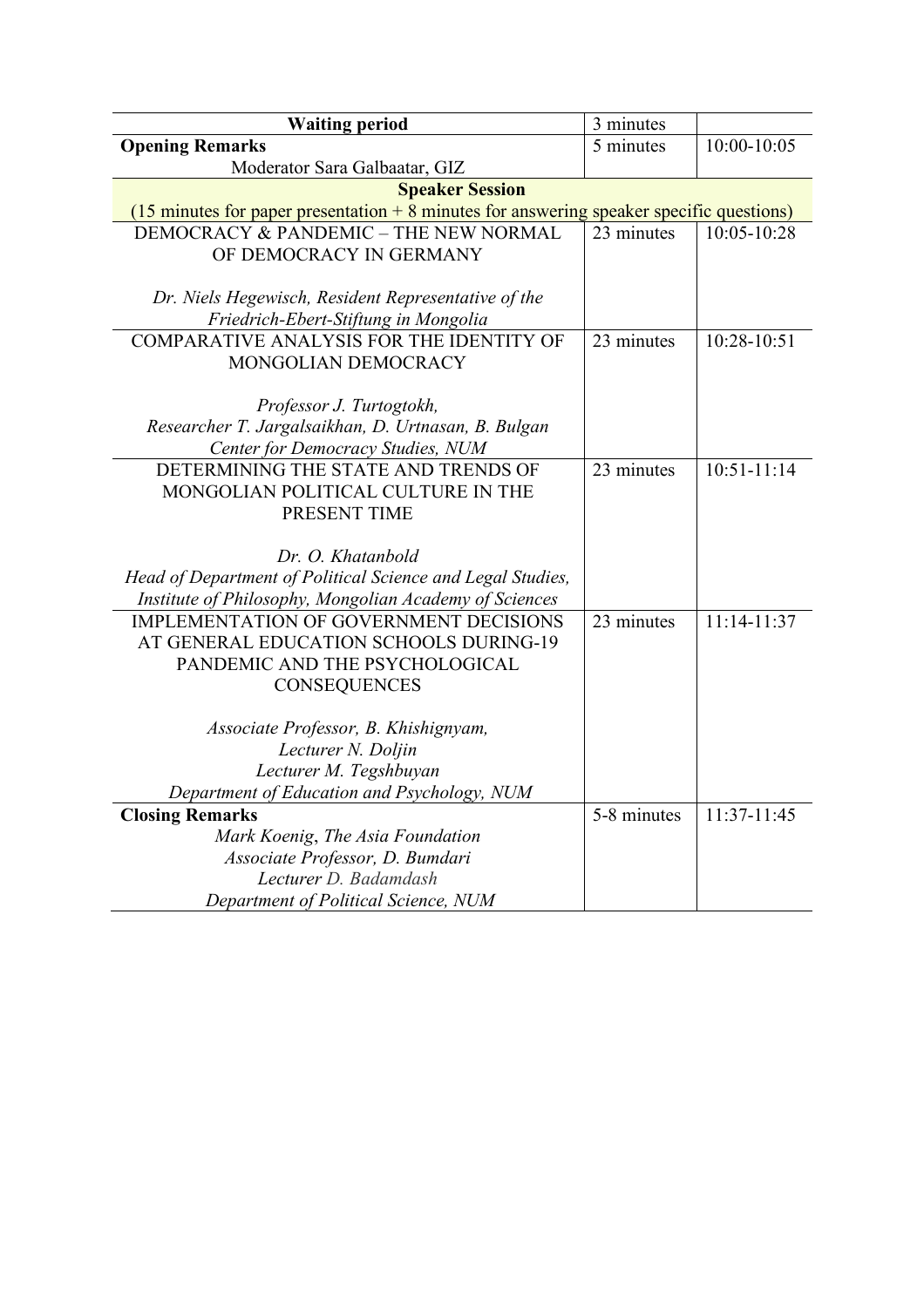| | | |
|---|---|---|
| **Waiting period** | 3 minutes | |
| **Opening Remarks**<br>Moderator Sara Galbaatar, GIZ | 5 minutes | 10:00-10:05 |
| **Speaker Session**<br>(15 minutes for paper presentation + 8 minutes for answering speaker specific questions) | | |
| DEMOCRACY & PANDEMIC – THE NEW NORMAL OF DEMOCRACY IN GERMANY<br><br>*Dr. Niels Hegewisch, Resident Representative of the Friedrich-Ebert-Stiftung in Mongolia* | 23 minutes | 10:05-10:28 |
| COMPARATIVE ANALYSIS FOR THE IDENTITY OF MONGOLIAN DEMOCRACY<br><br>*Professor J. Turtogtokh,*<br>*Researcher T. Jargalsaikhan, D. Urtnasan, B. Bulgan*<br>*Center for Democracy Studies, NUM* | 23 minutes | 10:28-10:51 |
| DETERMINING THE STATE AND TRENDS OF MONGOLIAN POLITICAL CULTURE IN THE PRESENT TIME<br><br>*Dr. O. Khatanbold*<br>*Head of Department of Political Science and Legal Studies, Institute of Philosophy, Mongolian Academy of Sciences* | 23 minutes | 10:51-11:14 |
| IMPLEMENTATION OF GOVERNMENT DECISIONS AT GENERAL EDUCATION SCHOOLS DURING-19 PANDEMIC AND THE PSYCHOLOGICAL CONSEQUENCES<br><br>*Associate Professor, B. Khishignyam,*<br>*Lecturer N. Doljin*<br>*Lecturer M. Tegshbuyan*<br>*Department of Education and Psychology, NUM* | 23 minutes | 11:14-11:37 |
| **Closing Remarks**<br>*Mark Koenig, The Asia Foundation*<br>*Associate Professor, D. Bumdari*<br>*Lecturer D. Badamdash*<br>*Department of Political Science, NUM* | 5-8 minutes | 11:37-11:45 |